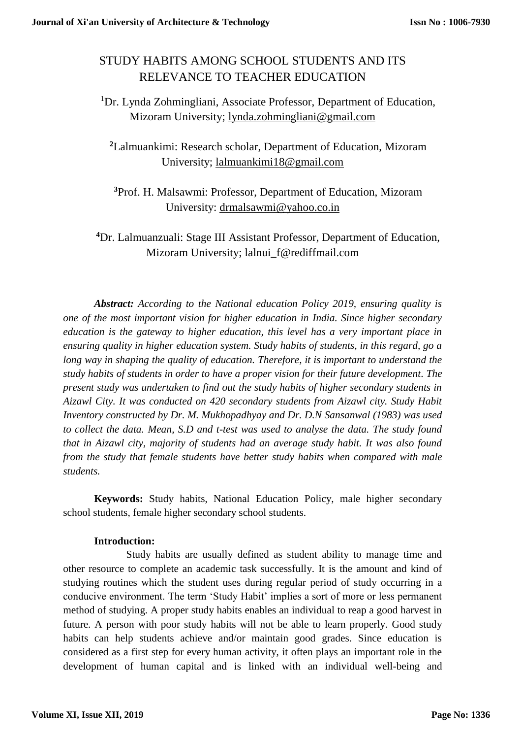# STUDY HABITS AMONG SCHOOL STUDENTS AND ITS RELEVANCE TO TEACHER EDUCATION

[1]Dr. Lynda Zohmingliani, Associate Professor, Department of Education, Mizoram University; lynda.zohmingliani@gmail.com

[2]Lalmuankimi: Research scholar, Department of Education, Mizoram University; lalmuankimi18@gmail.com

[3]Prof. H. Malsawmi: Professor, Department of Education, Mizoram University: drmalsawmi@yahoo.co.in

[4]Dr. Lalmuanzuali: Stage III Assistant Professor, Department of Education, Mizoram University; lalnui_f@rediffmail.com

***Abstract:*** *According to the National education Policy 2019, ensuring quality is one of the most important vision for higher education in India. Since higher secondary education is the gateway to higher education, this level has a very important place in ensuring quality in higher education system. Study habits of students, in this regard, go a long way in shaping the quality of education. Therefore, it is important to understand the study habits of students in order to have a proper vision for their future development. The present study was undertaken to find out the study habits of higher secondary students in Aizawl City. It was conducted on 420 secondary students from Aizawl city. Study Habit Inventory constructed by Dr. M. Mukhopadhyay and Dr. D.N Sansanwal (1983) was used to collect the data. Mean, S.D and t-test was used to analyse the data. The study found that in Aizawl city, majority of students had an average study habit. It was also found from the study that female students have better study habits when compared with male students.*

**Keywords:** Study habits, National Education Policy, male higher secondary school students, female higher secondary school students.

**Introduction:**

Study habits are usually defined as student ability to manage time and other resource to complete an academic task successfully. It is the amount and kind of studying routines which the student uses during regular period of study occurring in a conducive environment. The term 'Study Habit' implies a sort of more or less permanent method of studying. A proper study habits enables an individual to reap a good harvest in future. A person with poor study habits will not be able to learn properly. Good study habits can help students achieve and/or maintain good grades. Since education is considered as a first step for every human activity, it often plays an important role in the development of human capital and is linked with an individual well-being and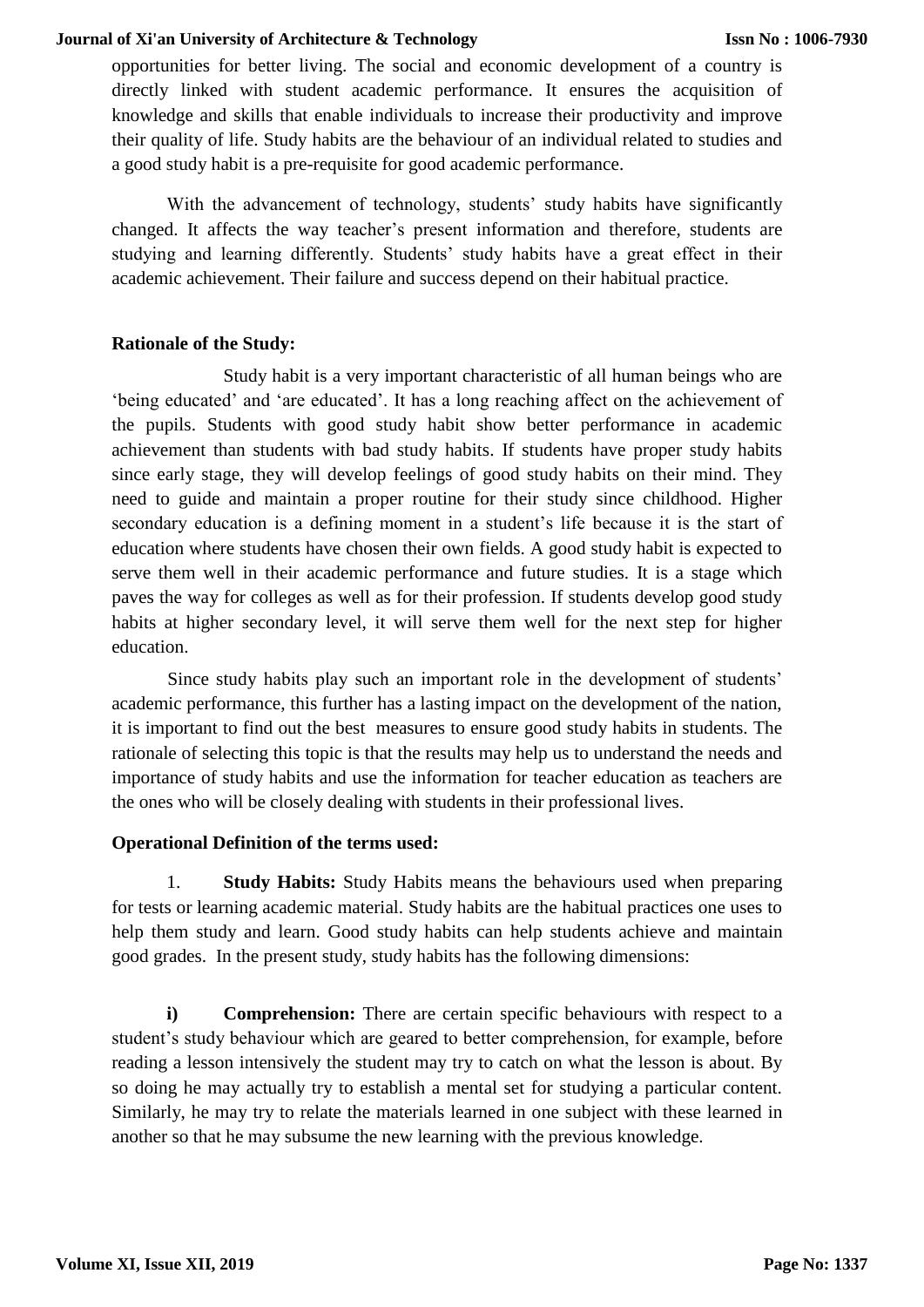opportunities for better living. The social and economic development of a country is directly linked with student academic performance. It ensures the acquisition of knowledge and skills that enable individuals to increase their productivity and improve their quality of life. Study habits are the behaviour of an individual related to studies and a good study habit is a pre-requisite for good academic performance.

With the advancement of technology, students' study habits have significantly changed. It affects the way teacher's present information and therefore, students are studying and learning differently. Students' study habits have a great effect in their academic achievement. Their failure and success depend on their habitual practice.

**Rationale of the Study:**

Study habit is a very important characteristic of all human beings who are 'being educated' and 'are educated'. It has a long reaching affect on the achievement of the pupils. Students with good study habit show better performance in academic achievement than students with bad study habits. If students have proper study habits since early stage, they will develop feelings of good study habits on their mind. They need to guide and maintain a proper routine for their study since childhood. Higher secondary education is a defining moment in a student's life because it is the start of education where students have chosen their own fields. A good study habit is expected to serve them well in their academic performance and future studies. It is a stage which paves the way for colleges as well as for their profession. If students develop good study habits at higher secondary level, it will serve them well for the next step for higher education.

Since study habits play such an important role in the development of students' academic performance, this further has a lasting impact on the development of the nation, it is important to find out the best measures to ensure good study habits in students. The rationale of selecting this topic is that the results may help us to understand the needs and importance of study habits and use the information for teacher education as teachers are the ones who will be closely dealing with students in their professional lives.

**Operational Definition of the terms used:**

1. **Study Habits:** Study Habits means the behaviours used when preparing for tests or learning academic material. Study habits are the habitual practices one uses to help them study and learn. Good study habits can help students achieve and maintain good grades. In the present study, study habits has the following dimensions:

**i) Comprehension:** There are certain specific behaviours with respect to a student's study behaviour which are geared to better comprehension, for example, before reading a lesson intensively the student may try to catch on what the lesson is about. By so doing he may actually try to establish a mental set for studying a particular content. Similarly, he may try to relate the materials learned in one subject with these learned in another so that he may subsume the new learning with the previous knowledge.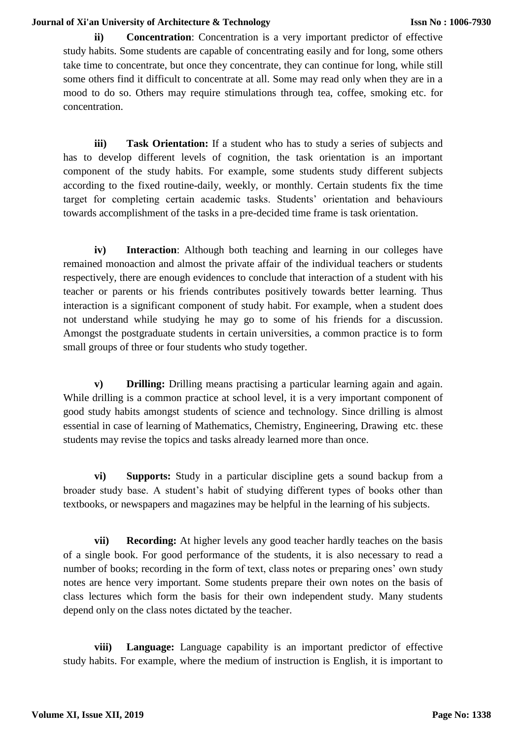**ii) Concentration**: Concentration is a very important predictor of effective study habits. Some students are capable of concentrating easily and for long, some others take time to concentrate, but once they concentrate, they can continue for long, while still some others find it difficult to concentrate at all. Some may read only when they are in a mood to do so. Others may require stimulations through tea, coffee, smoking etc. for concentration.

**iii) Task Orientation:** If a student who has to study a series of subjects and has to develop different levels of cognition, the task orientation is an important component of the study habits. For example, some students study different subjects according to the fixed routine-daily, weekly, or monthly. Certain students fix the time target for completing certain academic tasks. Students' orientation and behaviours towards accomplishment of the tasks in a pre-decided time frame is task orientation.

**iv) Interaction**: Although both teaching and learning in our colleges have remained monoaction and almost the private affair of the individual teachers or students respectively, there are enough evidences to conclude that interaction of a student with his teacher or parents or his friends contributes positively towards better learning. Thus interaction is a significant component of study habit. For example, when a student does not understand while studying he may go to some of his friends for a discussion. Amongst the postgraduate students in certain universities, a common practice is to form small groups of three or four students who study together.

**v) Drilling:** Drilling means practising a particular learning again and again. While drilling is a common practice at school level, it is a very important component of good study habits amongst students of science and technology. Since drilling is almost essential in case of learning of Mathematics, Chemistry, Engineering, Drawing etc. these students may revise the topics and tasks already learned more than once.

**vi) Supports:** Study in a particular discipline gets a sound backup from a broader study base. A student's habit of studying different types of books other than textbooks, or newspapers and magazines may be helpful in the learning of his subjects.

**vii) Recording:** At higher levels any good teacher hardly teaches on the basis of a single book. For good performance of the students, it is also necessary to read a number of books; recording in the form of text, class notes or preparing ones' own study notes are hence very important. Some students prepare their own notes on the basis of class lectures which form the basis for their own independent study. Many students depend only on the class notes dictated by the teacher.

**viii) Language:** Language capability is an important predictor of effective study habits. For example, where the medium of instruction is English, it is important to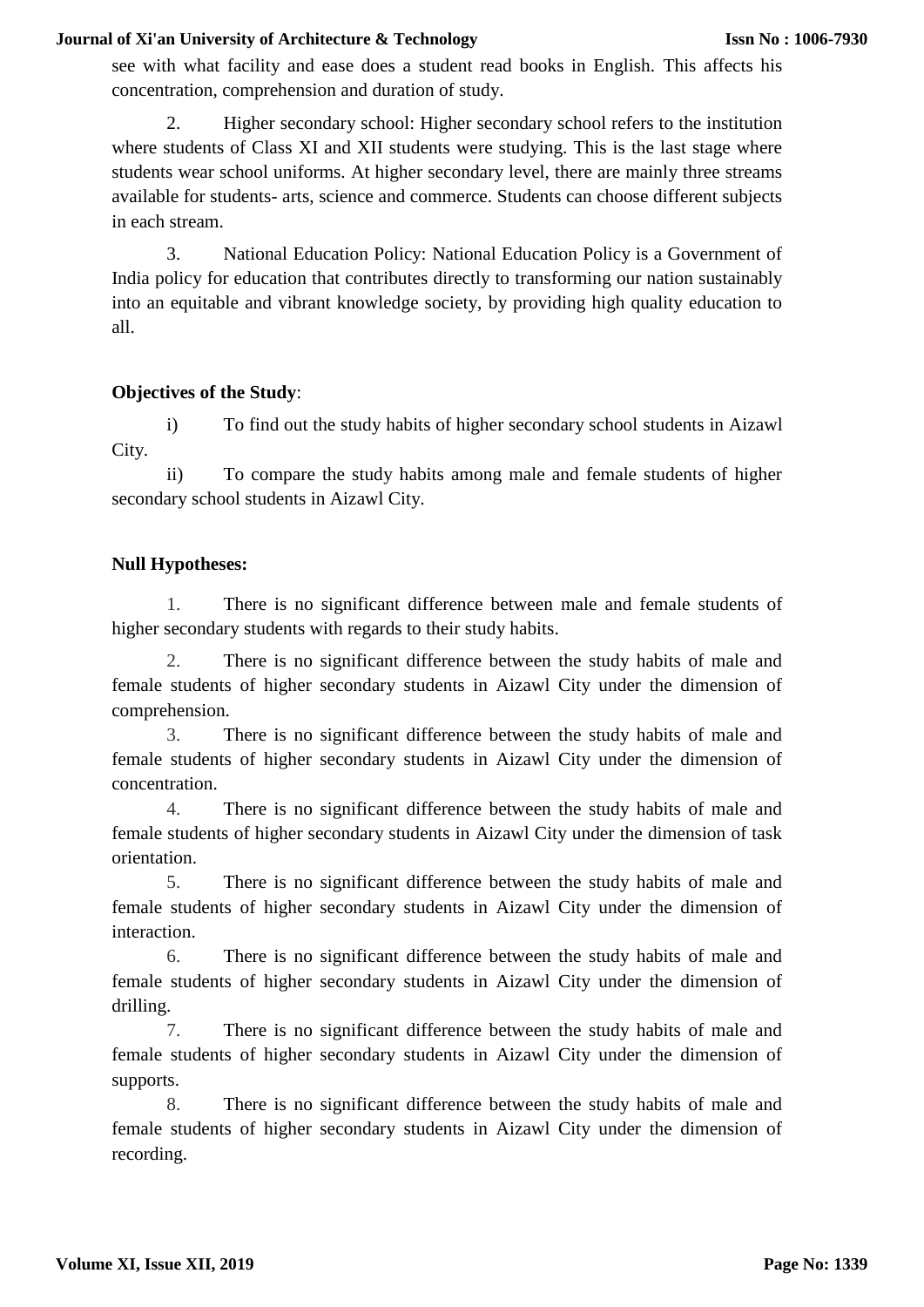see with what facility and ease does a student read books in English. This affects his concentration, comprehension and duration of study.

2. Higher secondary school: Higher secondary school refers to the institution where students of Class XI and XII students were studying. This is the last stage where students wear school uniforms. At higher secondary level, there are mainly three streams available for students- arts, science and commerce. Students can choose different subjects in each stream.

3. National Education Policy: National Education Policy is a Government of India policy for education that contributes directly to transforming our nation sustainably into an equitable and vibrant knowledge society, by providing high quality education to all.

**Objectives of the Study**:

i) To find out the study habits of higher secondary school students in Aizawl City.

ii) To compare the study habits among male and female students of higher secondary school students in Aizawl City.

**Null Hypotheses:**

1. There is no significant difference between male and female students of higher secondary students with regards to their study habits.
2. There is no significant difference between the study habits of male and female students of higher secondary students in Aizawl City under the dimension of comprehension.
3. There is no significant difference between the study habits of male and female students of higher secondary students in Aizawl City under the dimension of concentration.
4. There is no significant difference between the study habits of male and female students of higher secondary students in Aizawl City under the dimension of task orientation.
5. There is no significant difference between the study habits of male and female students of higher secondary students in Aizawl City under the dimension of interaction.
6. There is no significant difference between the study habits of male and female students of higher secondary students in Aizawl City under the dimension of drilling.
7. There is no significant difference between the study habits of male and female students of higher secondary students in Aizawl City under the dimension of supports.
8. There is no significant difference between the study habits of male and female students of higher secondary students in Aizawl City under the dimension of recording.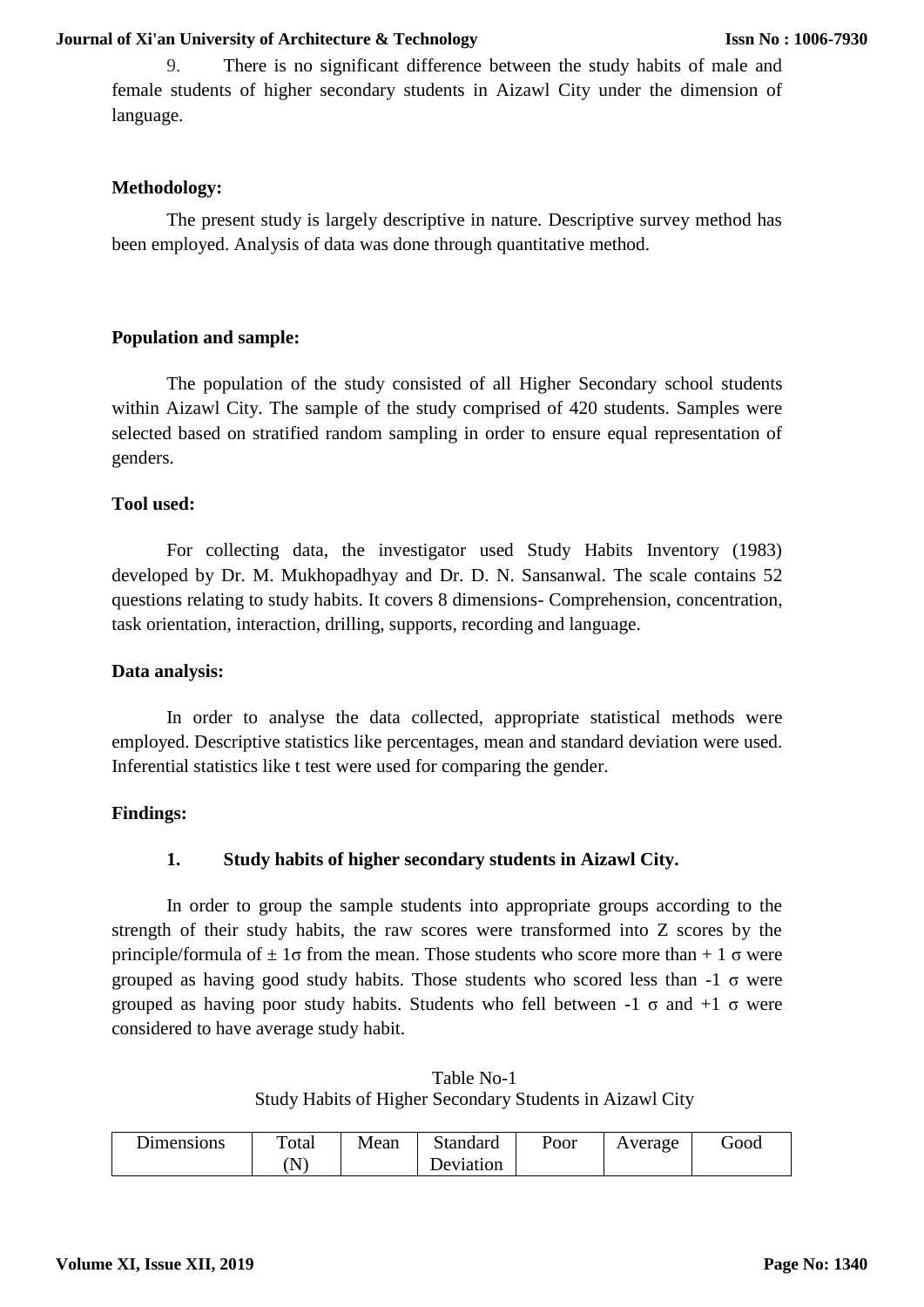9. There is no significant difference between the study habits of male and female students of higher secondary students in Aizawl City under the dimension of language.

**Methodology:**

The present study is largely descriptive in nature. Descriptive survey method has been employed. Analysis of data was done through quantitative method.

**Population and sample:**

The population of the study consisted of all Higher Secondary school students within Aizawl City. The sample of the study comprised of 420 students. Samples were selected based on stratified random sampling in order to ensure equal representation of genders.

**Tool used:**

For collecting data, the investigator used Study Habits Inventory (1983) developed by Dr. M. Mukhopadhyay and Dr. D. N. Sansanwal. The scale contains 52 questions relating to study habits. It covers 8 dimensions- Comprehension, concentration, task orientation, interaction, drilling, supports, recording and language.

**Data analysis:**

In order to analyse the data collected, appropriate statistical methods were employed. Descriptive statistics like percentages, mean and standard deviation were used. Inferential statistics like t test were used for comparing the gender.

**Findings:**

**1. Study habits of higher secondary students in Aizawl City.**

In order to group the sample students into appropriate groups according to the strength of their study habits, the raw scores were transformed into Z scores by the principle/formula of $\pm 1\sigma$ from the mean. Those students who score more than $+1\sigma$ were grouped as having good study habits. Those students who scored less than $-1\sigma$ were grouped as having poor study habits. Students who fell between $-1\sigma$ and $+1\sigma$ were considered to have average study habit.

Table No-1
Study Habits of Higher Secondary Students in Aizawl City

| Dimensions | Total (N) | Mean | Standard Deviation | Poor | Average | Good |
|---|---|---|---|---|---|---|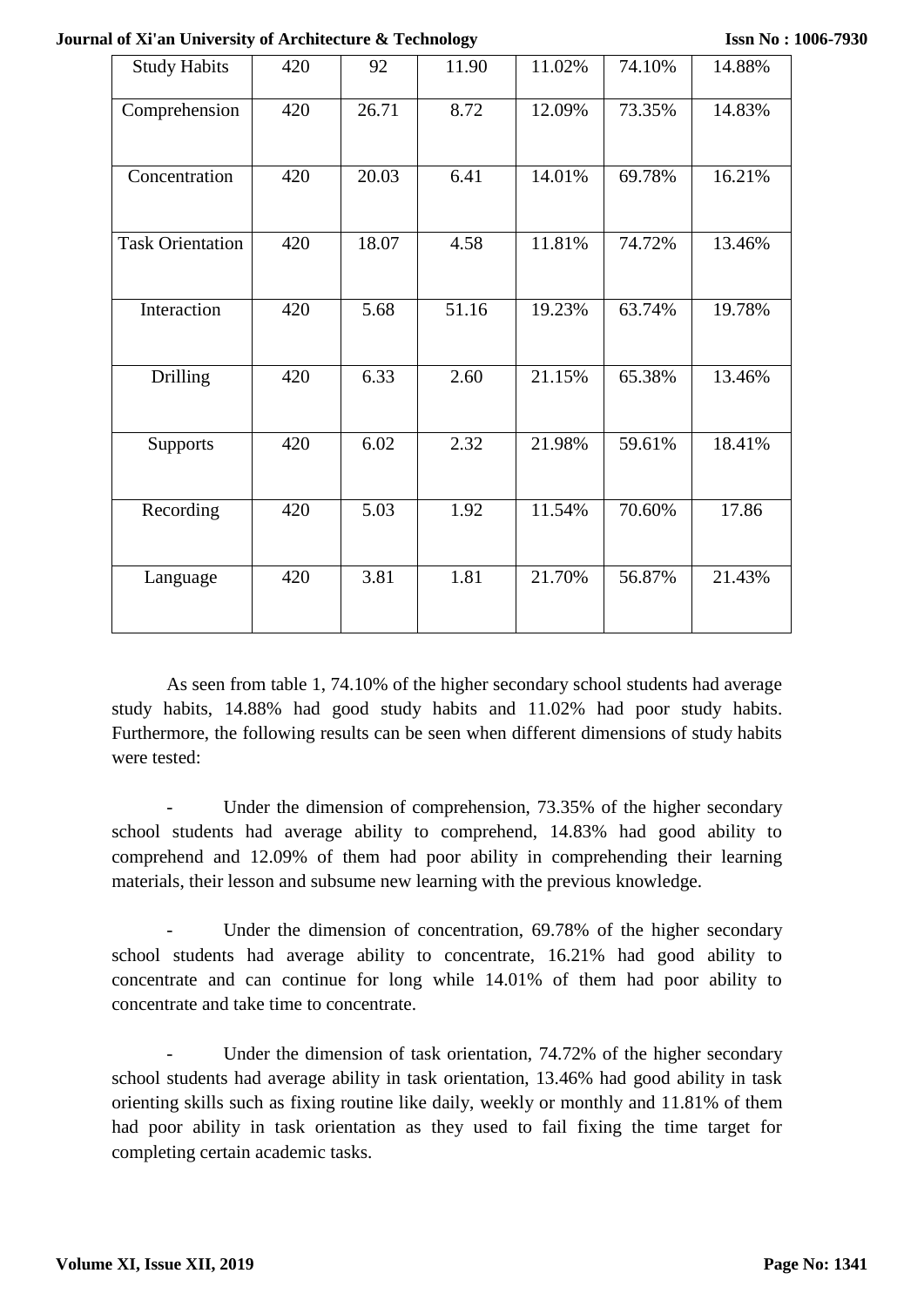| Study Habits | 420 | 92 | 11.90 | 11.02% | 74.10% | 14.88% |
|---|---|---|---|---|---|---|
| Comprehension | 420 | 26.71 | 8.72 | 12.09% | 73.35% | 14.83% |
| Concentration | 420 | 20.03 | 6.41 | 14.01% | 69.78% | 16.21% |
| Task Orientation | 420 | 18.07 | 4.58 | 11.81% | 74.72% | 13.46% |
| Interaction | 420 | 5.68 | 51.16 | 19.23% | 63.74% | 19.78% |
| Drilling | 420 | 6.33 | 2.60 | 21.15% | 65.38% | 13.46% |
| Supports | 420 | 6.02 | 2.32 | 21.98% | 59.61% | 18.41% |
| Recording | 420 | 5.03 | 1.92 | 11.54% | 70.60% | 17.86 |
| Language | 420 | 3.81 | 1.81 | 21.70% | 56.87% | 21.43% |

As seen from table 1, 74.10% of the higher secondary school students had average study habits, 14.88% had good study habits and 11.02% had poor study habits. Furthermore, the following results can be seen when different dimensions of study habits were tested:

- Under the dimension of comprehension, 73.35% of the higher secondary school students had average ability to comprehend, 14.83% had good ability to comprehend and 12.09% of them had poor ability in comprehending their learning materials, their lesson and subsume new learning with the previous knowledge.

- Under the dimension of concentration, 69.78% of the higher secondary school students had average ability to concentrate, 16.21% had good ability to concentrate and can continue for long while 14.01% of them had poor ability to concentrate and take time to concentrate.

- Under the dimension of task orientation, 74.72% of the higher secondary school students had average ability in task orientation, 13.46% had good ability in task orienting skills such as fixing routine like daily, weekly or monthly and 11.81% of them had poor ability in task orientation as they used to fail fixing the time target for completing certain academic tasks.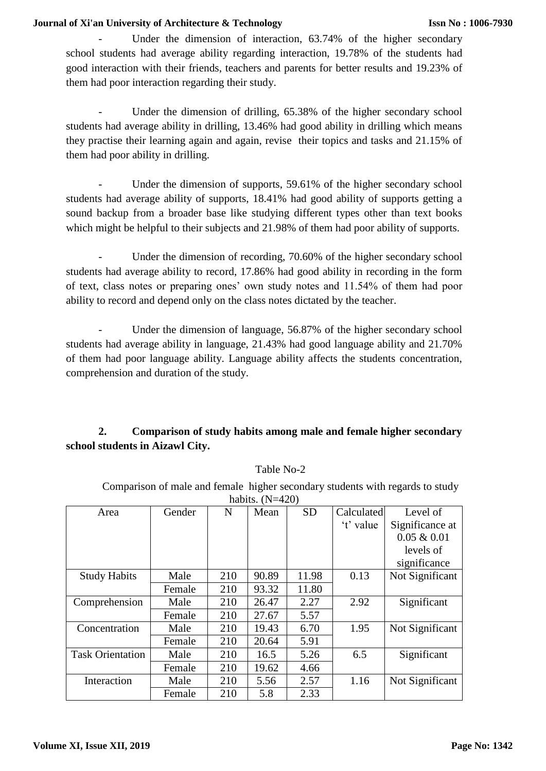- Under the dimension of interaction, 63.74% of the higher secondary school students had average ability regarding interaction, 19.78% of the students had good interaction with their friends, teachers and parents for better results and 19.23% of them had poor interaction regarding their study.

- Under the dimension of drilling, 65.38% of the higher secondary school students had average ability in drilling, 13.46% had good ability in drilling which means they practise their learning again and again, revise their topics and tasks and 21.15% of them had poor ability in drilling.

- Under the dimension of supports, 59.61% of the higher secondary school students had average ability of supports, 18.41% had good ability of supports getting a sound backup from a broader base like studying different types other than text books which might be helpful to their subjects and 21.98% of them had poor ability of supports.

- Under the dimension of recording, 70.60% of the higher secondary school students had average ability to record, 17.86% had good ability in recording in the form of text, class notes or preparing ones' own study notes and 11.54% of them had poor ability to record and depend only on the class notes dictated by the teacher.

- Under the dimension of language, 56.87% of the higher secondary school students had average ability in language, 21.43% had good language ability and 21.70% of them had poor language ability. Language ability affects the students concentration, comprehension and duration of the study.

**2. Comparison of study habits among male and female higher secondary school students in Aizawl City.**

Table No-2

Comparison of male and female higher secondary students with regards to study habits. (N=420)

| Area | Gender | N | Mean | SD | Calculated 't' value | Level of Significance at 0.05 & 0.01 levels of significance |
|---|---|---|---|---|---|---|
| Study Habits | Male | 210 | 90.89 | 11.98 | 0.13 | Not Significant |
| | Female | 210 | 93.32 | 11.80 | | |
| Comprehension | Male | 210 | 26.47 | 2.27 | 2.92 | Significant |
| | Female | 210 | 27.67 | 5.57 | | |
| Concentration | Male | 210 | 19.43 | 6.70 | 1.95 | Not Significant |
| | Female | 210 | 20.64 | 5.91 | | |
| Task Orientation | Male | 210 | 16.5 | 5.26 | 6.5 | Significant |
| | Female | 210 | 19.62 | 4.66 | | |
| Interaction | Male | 210 | 5.56 | 2.57 | 1.16 | Not Significant |
| | Female | 210 | 5.8 | 2.33 | | |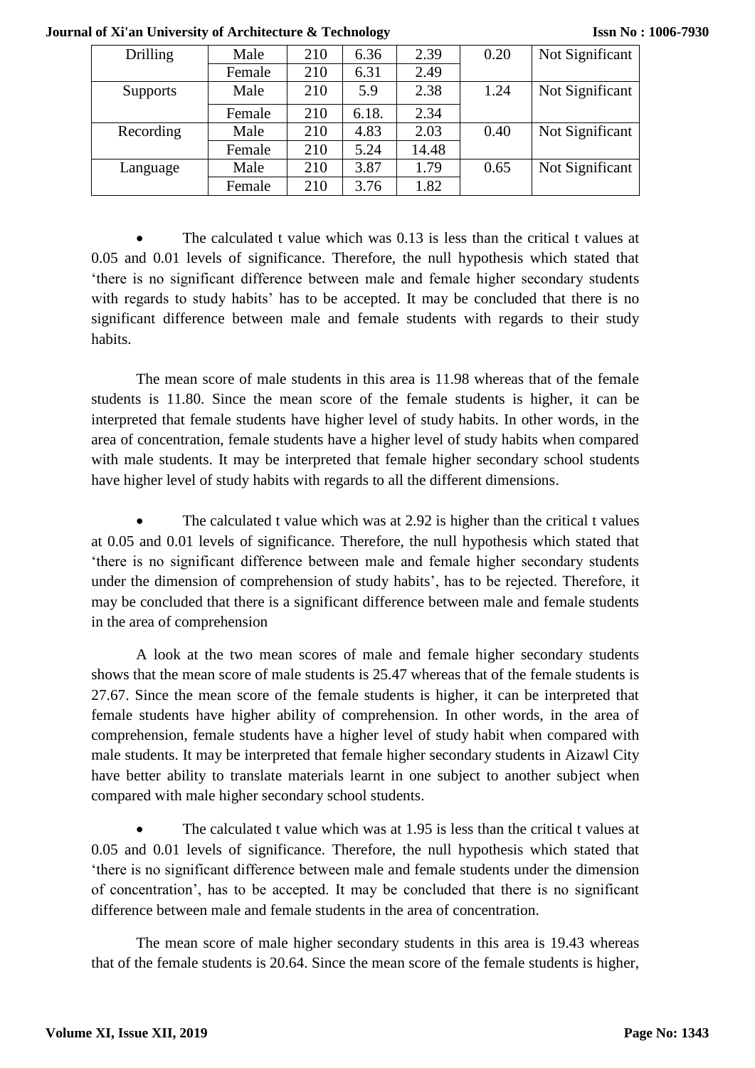| Drilling | Male | 210 | 6.36 | 2.39 | 0.20 | Not Significant |
|---|---|---|---|---|---|---|
| | Female | 210 | 6.31 | 2.49 | | |
| Supports | Male | 210 | 5.9 | 2.38 | 1.24 | Not Significant |
| | Female | 210 | 6.18. | 2.34 | | |
| Recording | Male | 210 | 4.83 | 2.03 | 0.40 | Not Significant |
| | Female | 210 | 5.24 | 14.48 | | |
| Language | Male | 210 | 3.87 | 1.79 | 0.65 | Not Significant |
| | Female | 210 | 3.76 | 1.82 | | |

- The calculated t value which was 0.13 is less than the critical t values at 0.05 and 0.01 levels of significance. Therefore, the null hypothesis which stated that 'there is no significant difference between male and female higher secondary students with regards to study habits' has to be accepted. It may be concluded that there is no significant difference between male and female students with regards to their study habits.

The mean score of male students in this area is 11.98 whereas that of the female students is 11.80. Since the mean score of the female students is higher, it can be interpreted that female students have higher level of study habits. In other words, in the area of concentration, female students have a higher level of study habits when compared with male students. It may be interpreted that female higher secondary school students have higher level of study habits with regards to all the different dimensions.

- The calculated t value which was at 2.92 is higher than the critical t values at 0.05 and 0.01 levels of significance. Therefore, the null hypothesis which stated that 'there is no significant difference between male and female higher secondary students under the dimension of comprehension of study habits', has to be rejected. Therefore, it may be concluded that there is a significant difference between male and female students in the area of comprehension

A look at the two mean scores of male and female higher secondary students shows that the mean score of male students is 25.47 whereas that of the female students is 27.67. Since the mean score of the female students is higher, it can be interpreted that female students have higher ability of comprehension. In other words, in the area of comprehension, female students have a higher level of study habit when compared with male students. It may be interpreted that female higher secondary students in Aizawl City have better ability to translate materials learnt in one subject to another subject when compared with male higher secondary school students.

- The calculated t value which was at 1.95 is less than the critical t values at 0.05 and 0.01 levels of significance. Therefore, the null hypothesis which stated that 'there is no significant difference between male and female students under the dimension of concentration', has to be accepted. It may be concluded that there is no significant difference between male and female students in the area of concentration.

The mean score of male higher secondary students in this area is 19.43 whereas that of the female students is 20.64. Since the mean score of the female students is higher,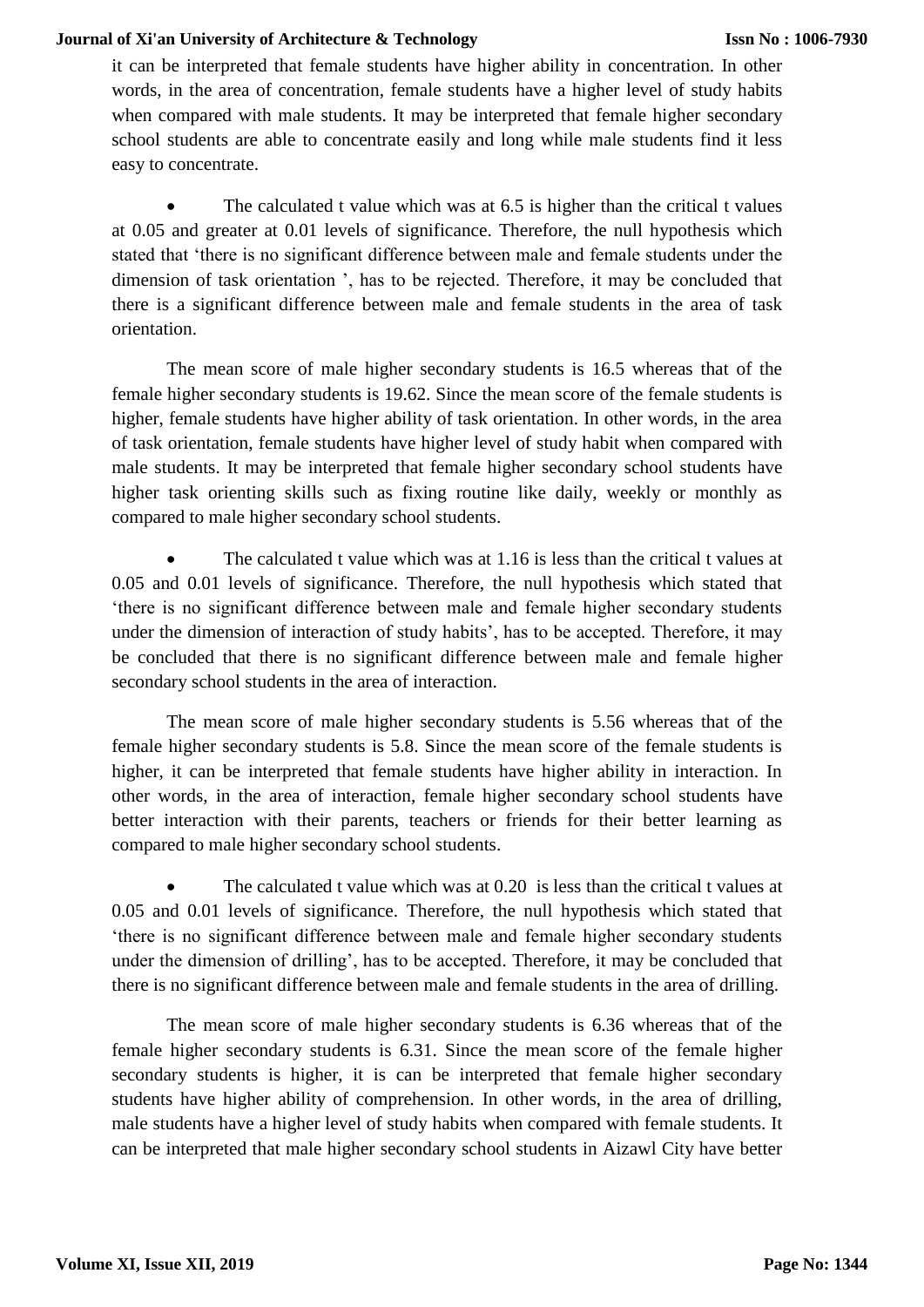it can be interpreted that female students have higher ability in concentration. In other words, in the area of concentration, female students have a higher level of study habits when compared with male students. It may be interpreted that female higher secondary school students are able to concentrate easily and long while male students find it less easy to concentrate.

- The calculated t value which was at 6.5 is higher than the critical t values at 0.05 and greater at 0.01 levels of significance. Therefore, the null hypothesis which stated that 'there is no significant difference between male and female students under the dimension of task orientation ', has to be rejected. Therefore, it may be concluded that there is a significant difference between male and female students in the area of task orientation.

The mean score of male higher secondary students is 16.5 whereas that of the female higher secondary students is 19.62. Since the mean score of the female students is higher, female students have higher ability of task orientation. In other words, in the area of task orientation, female students have higher level of study habit when compared with male students. It may be interpreted that female higher secondary school students have higher task orienting skills such as fixing routine like daily, weekly or monthly as compared to male higher secondary school students.

- The calculated t value which was at 1.16 is less than the critical t values at 0.05 and 0.01 levels of significance. Therefore, the null hypothesis which stated that 'there is no significant difference between male and female higher secondary students under the dimension of interaction of study habits', has to be accepted. Therefore, it may be concluded that there is no significant difference between male and female higher secondary school students in the area of interaction.

The mean score of male higher secondary students is 5.56 whereas that of the female higher secondary students is 5.8. Since the mean score of the female students is higher, it can be interpreted that female students have higher ability in interaction. In other words, in the area of interaction, female higher secondary school students have better interaction with their parents, teachers or friends for their better learning as compared to male higher secondary school students.

- The calculated t value which was at 0.20 is less than the critical t values at 0.05 and 0.01 levels of significance. Therefore, the null hypothesis which stated that 'there is no significant difference between male and female higher secondary students under the dimension of drilling', has to be accepted. Therefore, it may be concluded that there is no significant difference between male and female students in the area of drilling.

The mean score of male higher secondary students is 6.36 whereas that of the female higher secondary students is 6.31. Since the mean score of the female higher secondary students is higher, it is can be interpreted that female higher secondary students have higher ability of comprehension. In other words, in the area of drilling, male students have a higher level of study habits when compared with female students. It can be interpreted that male higher secondary school students in Aizawl City have better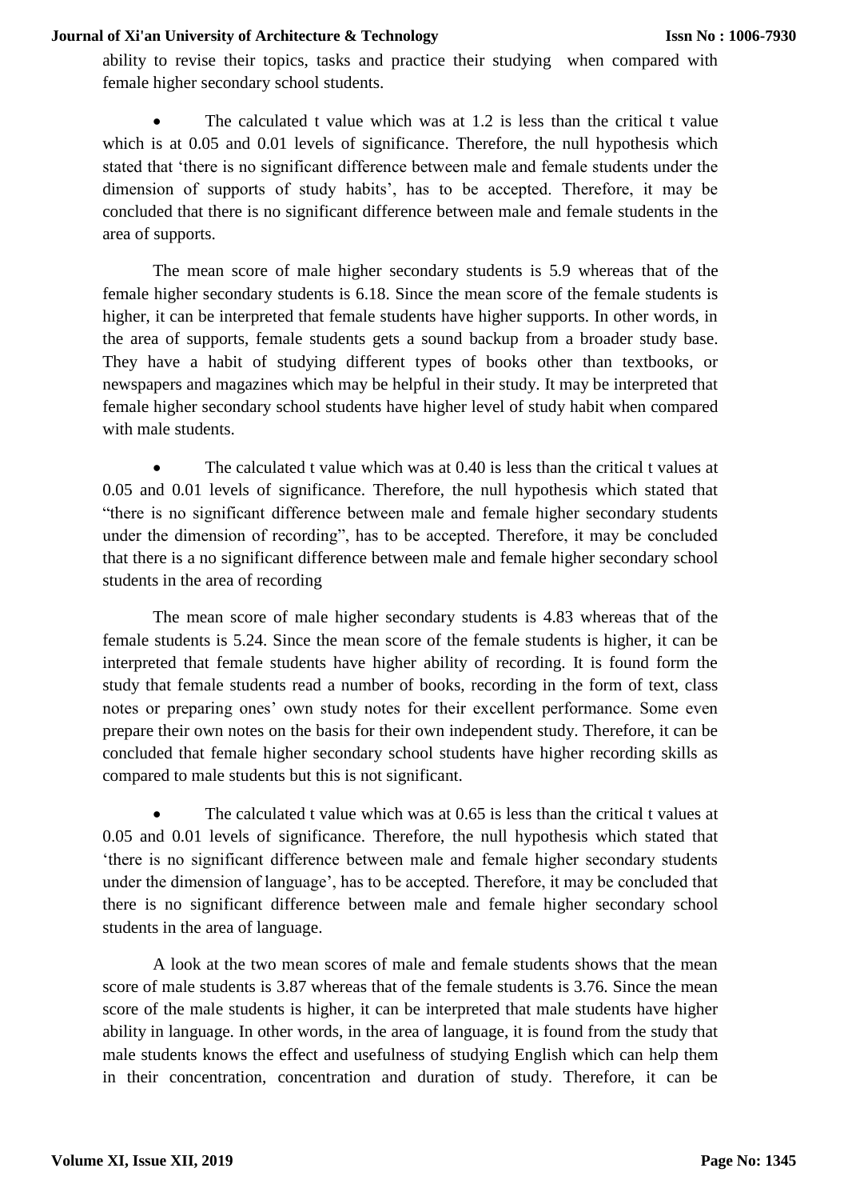ability to revise their topics, tasks and practice their studying when compared with female higher secondary school students.

- The calculated t value which was at 1.2 is less than the critical t value which is at 0.05 and 0.01 levels of significance. Therefore, the null hypothesis which stated that 'there is no significant difference between male and female students under the dimension of supports of study habits', has to be accepted. Therefore, it may be concluded that there is no significant difference between male and female students in the area of supports.

The mean score of male higher secondary students is 5.9 whereas that of the female higher secondary students is 6.18. Since the mean score of the female students is higher, it can be interpreted that female students have higher supports. In other words, in the area of supports, female students gets a sound backup from a broader study base. They have a habit of studying different types of books other than textbooks, or newspapers and magazines which may be helpful in their study. It may be interpreted that female higher secondary school students have higher level of study habit when compared with male students.

- The calculated t value which was at 0.40 is less than the critical t values at 0.05 and 0.01 levels of significance. Therefore, the null hypothesis which stated that "there is no significant difference between male and female higher secondary students under the dimension of recording", has to be accepted. Therefore, it may be concluded that there is a no significant difference between male and female higher secondary school students in the area of recording

The mean score of male higher secondary students is 4.83 whereas that of the female students is 5.24. Since the mean score of the female students is higher, it can be interpreted that female students have higher ability of recording. It is found form the study that female students read a number of books, recording in the form of text, class notes or preparing ones' own study notes for their excellent performance. Some even prepare their own notes on the basis for their own independent study. Therefore, it can be concluded that female higher secondary school students have higher recording skills as compared to male students but this is not significant.

- The calculated t value which was at 0.65 is less than the critical t values at 0.05 and 0.01 levels of significance. Therefore, the null hypothesis which stated that 'there is no significant difference between male and female higher secondary students under the dimension of language', has to be accepted. Therefore, it may be concluded that there is no significant difference between male and female higher secondary school students in the area of language.

A look at the two mean scores of male and female students shows that the mean score of male students is 3.87 whereas that of the female students is 3.76. Since the mean score of the male students is higher, it can be interpreted that male students have higher ability in language. In other words, in the area of language, it is found from the study that male students knows the effect and usefulness of studying English which can help them in their concentration, concentration and duration of study. Therefore, it can be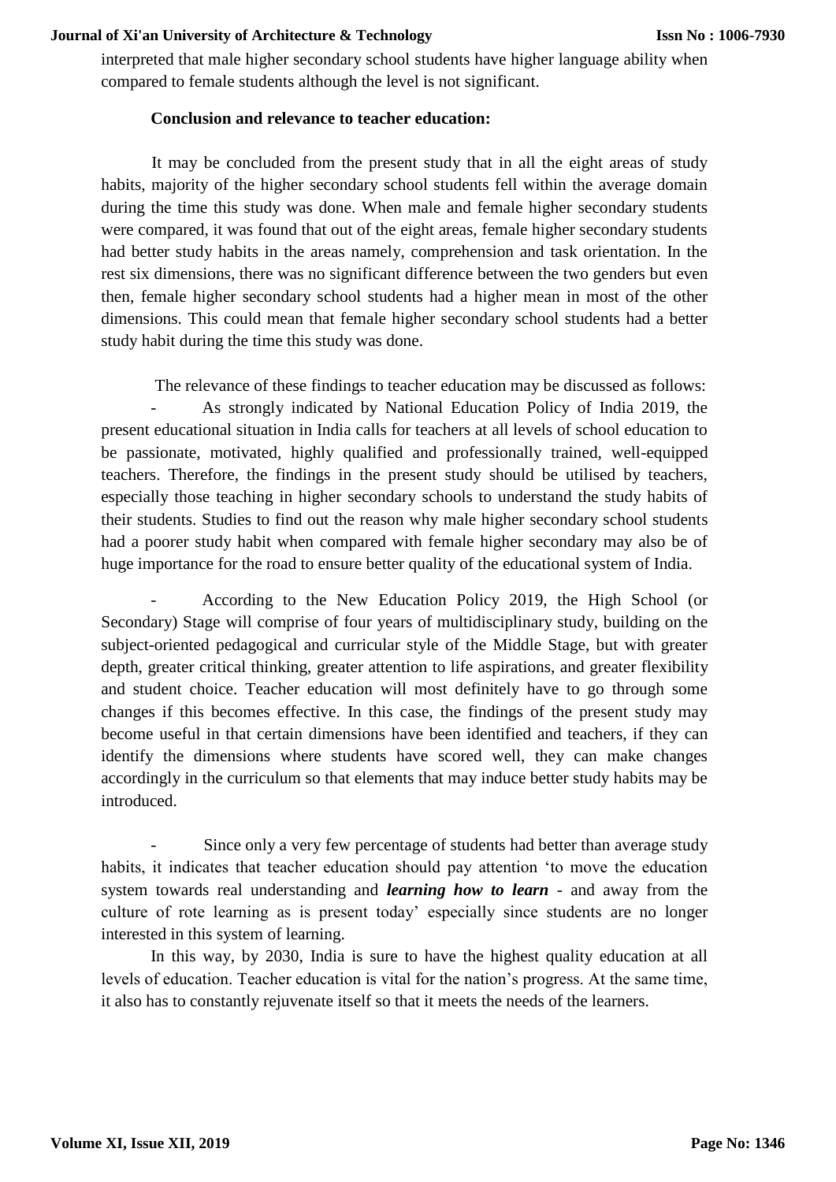interpreted that male higher secondary school students have higher language ability when compared to female students although the level is not significant.

### Conclusion and relevance to teacher education:

It may be concluded from the present study that in all the eight areas of study habits, majority of the higher secondary school students fell within the average domain during the time this study was done. When male and female higher secondary students were compared, it was found that out of the eight areas, female higher secondary students had better study habits in the areas namely, comprehension and task orientation. In the rest six dimensions, there was no significant difference between the two genders but even then, female higher secondary school students had a higher mean in most of the other dimensions. This could mean that female higher secondary school students had a better study habit during the time this study was done.

The relevance of these findings to teacher education may be discussed as follows:

- As strongly indicated by National Education Policy of India 2019, the present educational situation in India calls for teachers at all levels of school education to be passionate, motivated, highly qualified and professionally trained, well-equipped teachers. Therefore, the findings in the present study should be utilised by teachers, especially those teaching in higher secondary schools to understand the study habits of their students. Studies to find out the reason why male higher secondary school students had a poorer study habit when compared with female higher secondary may also be of huge importance for the road to ensure better quality of the educational system of India.

- According to the New Education Policy 2019, the High School (or Secondary) Stage will comprise of four years of multidisciplinary study, building on the subject-oriented pedagogical and curricular style of the Middle Stage, but with greater depth, greater critical thinking, greater attention to life aspirations, and greater flexibility and student choice. Teacher education will most definitely have to go through some changes if this becomes effective. In this case, the findings of the present study may become useful in that certain dimensions have been identified and teachers, if they can identify the dimensions where students have scored well, they can make changes accordingly in the curriculum so that elements that may induce better study habits may be introduced.

- Since only a very few percentage of students had better than average study habits, it indicates that teacher education should pay attention 'to move the education system towards real understanding and ***learning how to learn*** - and away from the culture of rote learning as is present today' especially since students are no longer interested in this system of learning.

In this way, by 2030, India is sure to have the highest quality education at all levels of education. Teacher education is vital for the nation's progress. At the same time, it also has to constantly rejuvenate itself so that it meets the needs of the learners.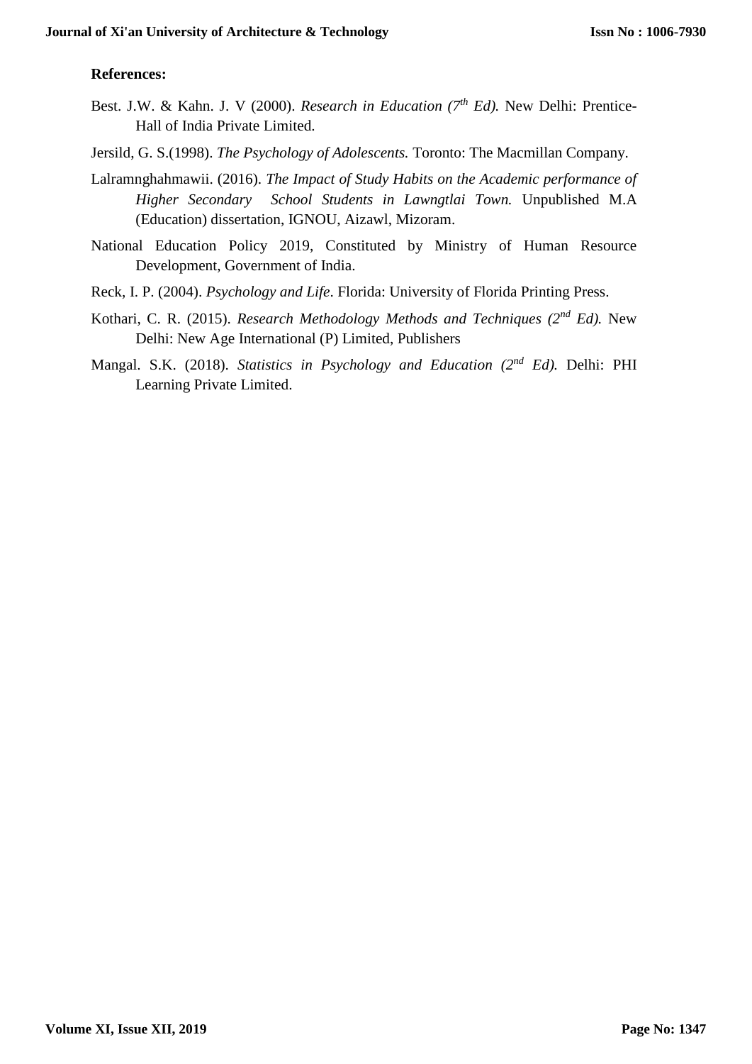**References:**

Best. J.W. & Kahn. J. V (2000). *Research in Education (7th Ed).* New Delhi: Prentice-Hall of India Private Limited.

Jersild, G. S.(1998). *The Psychology of Adolescents.* Toronto: The Macmillan Company.

Lalramnghahmawii. (2016). *The Impact of Study Habits on the Academic performance of Higher Secondary School Students in Lawngtlai Town.* Unpublished M.A (Education) dissertation, IGNOU, Aizawl, Mizoram.

National Education Policy 2019, Constituted by Ministry of Human Resource Development, Government of India.

Reck, I. P. (2004). *Psychology and Life*. Florida: University of Florida Printing Press.

Kothari, C. R. (2015). *Research Methodology Methods and Techniques (2nd Ed).* New Delhi: New Age International (P) Limited, Publishers

Mangal. S.K. (2018). *Statistics in Psychology and Education (2nd Ed).* Delhi: PHI Learning Private Limited.